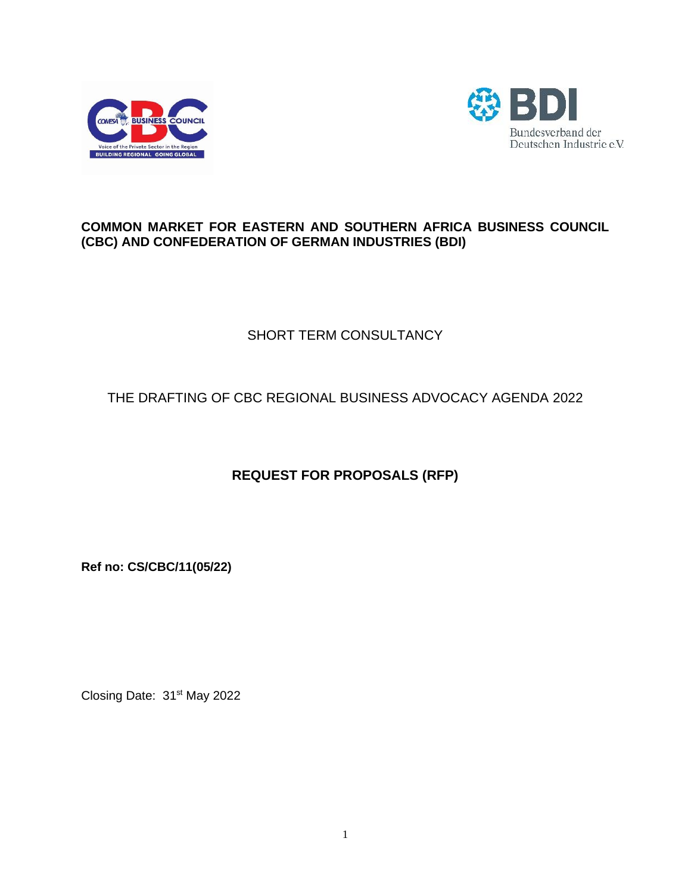**COMMON MARKET FOR EASTERN AND SOUTHERN AFRICA BUSINESS COUNCIL (CBC) AND CONFEDERATION OF GERMAN INDUSTRIES (BDI)**

SHORT TERM CONSULTANCY

THE DRAFTING OF CBC REGIONAL BUSINESS ADVOCACY AGENDA 2022

# REQUEST FOR PROPOSALS (RFP)

**Ref no: CS/CBC/11(05/22)**

Closing Date: 31st May 2022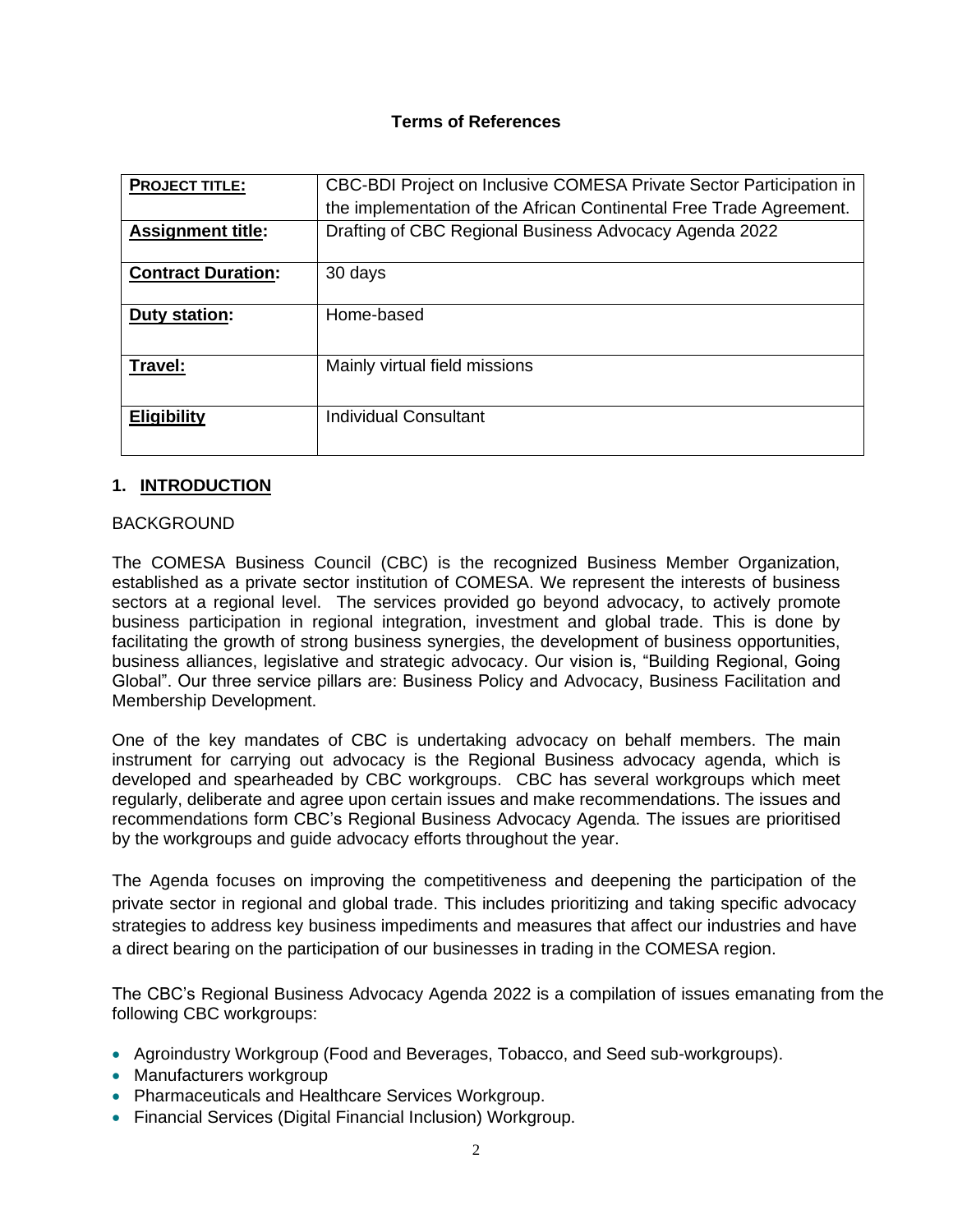**Terms of References**

| **PROJECT TITLE:** | CBC-BDI Project on Inclusive COMESA Private Sector Participation in the implementation of the African Continental Free Trade Agreement. |
| --- | --- |
| **Assignment title:** | Drafting of CBC Regional Business Advocacy Agenda 2022 |
| **Contract Duration:** | 30 days |
| **Duty station:** | Home-based |
| **Travel:** | Mainly virtual field missions |
| **Eligibility** | Individual Consultant |

## 1. INTRODUCTION

BACKGROUND

The COMESA Business Council (CBC) is the recognized Business Member Organization, established as a private sector institution of COMESA. We represent the interests of business sectors at a regional level. The services provided go beyond advocacy, to actively promote business participation in regional integration, investment and global trade. This is done by facilitating the growth of strong business synergies, the development of business opportunities, business alliances, legislative and strategic advocacy. Our vision is, "Building Regional, Going Global". Our three service pillars are: Business Policy and Advocacy, Business Facilitation and Membership Development.

One of the key mandates of CBC is undertaking advocacy on behalf members. The main instrument for carrying out advocacy is the Regional Business advocacy agenda, which is developed and spearheaded by CBC workgroups. CBC has several workgroups which meet regularly, deliberate and agree upon certain issues and make recommendations. The issues and recommendations form CBC's Regional Business Advocacy Agenda. The issues are prioritised by the workgroups and guide advocacy efforts throughout the year.

The Agenda focuses on improving the competitiveness and deepening the participation of the private sector in regional and global trade. This includes prioritizing and taking specific advocacy strategies to address key business impediments and measures that affect our industries and have a direct bearing on the participation of our businesses in trading in the COMESA region.

The CBC's Regional Business Advocacy Agenda 2022 is a compilation of issues emanating from the following CBC workgroups:

- Agroindustry Workgroup (Food and Beverages, Tobacco, and Seed sub-workgroups).
- Manufacturers workgroup
- Pharmaceuticals and Healthcare Services Workgroup.
- Financial Services (Digital Financial Inclusion) Workgroup.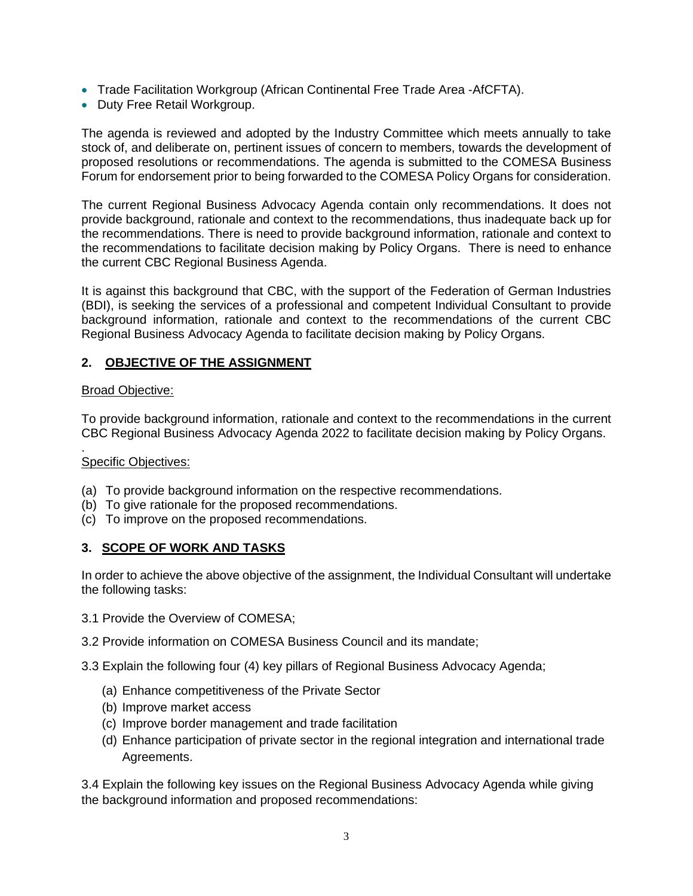- Trade Facilitation Workgroup (African Continental Free Trade Area -AfCFTA).
- Duty Free Retail Workgroup.

The agenda is reviewed and adopted by the Industry Committee which meets annually to take stock of, and deliberate on, pertinent issues of concern to members, towards the development of proposed resolutions or recommendations. The agenda is submitted to the COMESA Business Forum for endorsement prior to being forwarded to the COMESA Policy Organs for consideration.

The current Regional Business Advocacy Agenda contain only recommendations. It does not provide background, rationale and context to the recommendations, thus inadequate back up for the recommendations. There is need to provide background information, rationale and context to the recommendations to facilitate decision making by Policy Organs. There is need to enhance the current CBC Regional Business Agenda.

It is against this background that CBC, with the support of the Federation of German Industries (BDI), is seeking the services of a professional and competent Individual Consultant to provide background information, rationale and context to the recommendations of the current CBC Regional Business Advocacy Agenda to facilitate decision making by Policy Organs.

## 2. OBJECTIVE OF THE ASSIGNMENT

Broad Objective:

To provide background information, rationale and context to the recommendations in the current CBC Regional Business Advocacy Agenda 2022 to facilitate decision making by Policy Organs.

Specific Objectives:

(a) To provide background information on the respective recommendations.
(b) To give rationale for the proposed recommendations.
(c) To improve on the proposed recommendations.

## 3. SCOPE OF WORK AND TASKS

In order to achieve the above objective of the assignment, the Individual Consultant will undertake the following tasks:

3.1 Provide the Overview of COMESA;

3.2 Provide information on COMESA Business Council and its mandate;

3.3 Explain the following four (4) key pillars of Regional Business Advocacy Agenda;

(a) Enhance competitiveness of the Private Sector
(b) Improve market access
(c) Improve border management and trade facilitation
(d) Enhance participation of private sector in the regional integration and international trade Agreements.

3.4 Explain the following key issues on the Regional Business Advocacy Agenda while giving the background information and proposed recommendations: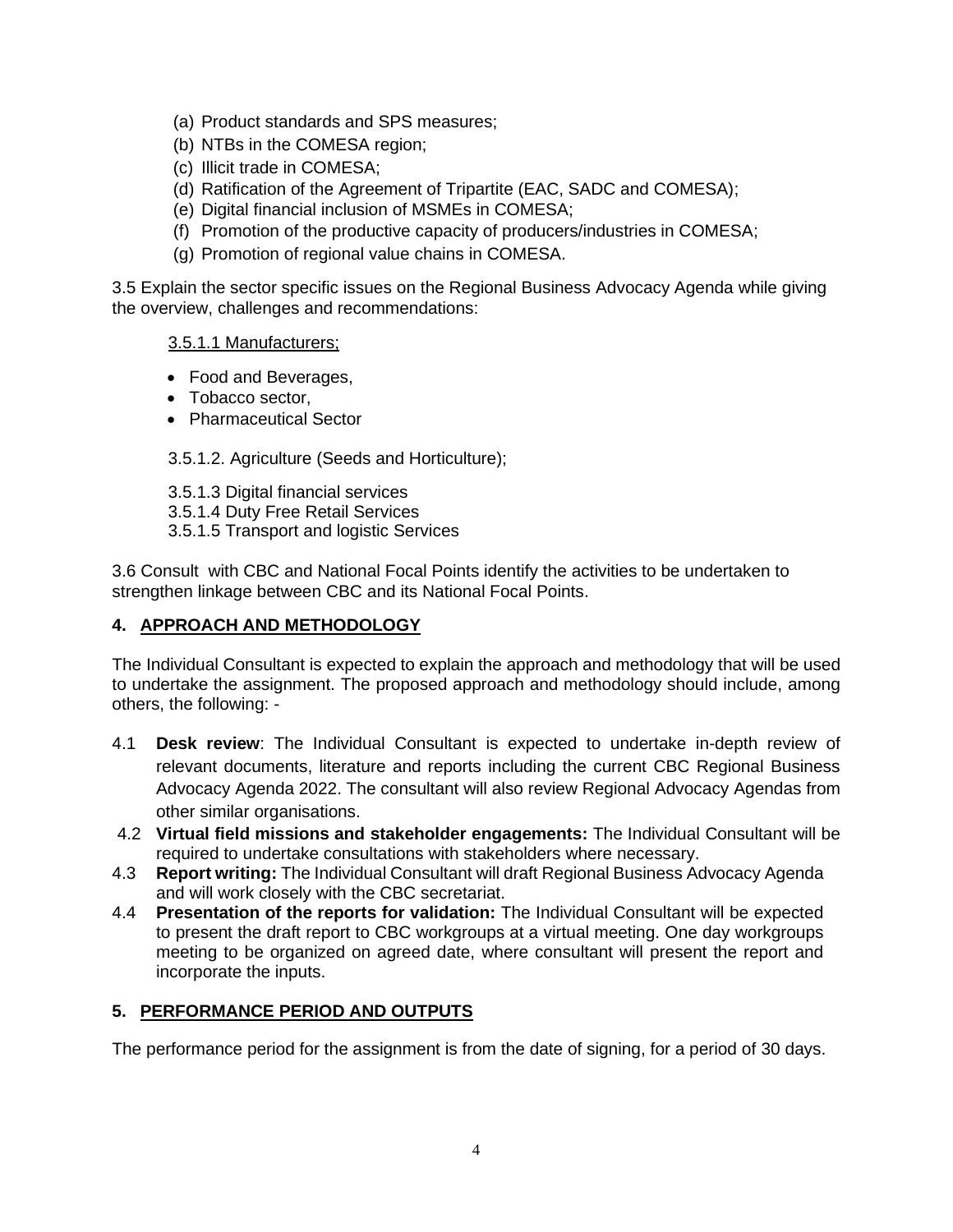(a) Product standards and SPS measures;
(b) NTBs in the COMESA region;
(c) Illicit trade in COMESA;
(d) Ratification of the Agreement of Tripartite (EAC, SADC and COMESA);
(e) Digital financial inclusion of MSMEs in COMESA;
(f) Promotion of the productive capacity of producers/industries in COMESA;
(g) Promotion of regional value chains in COMESA.

3.5 Explain the sector specific issues on the Regional Business Advocacy Agenda while giving the overview, challenges and recommendations:

<u>3.5.1.1 Manufacturers;</u>

- Food and Beverages,
- Tobacco sector,
- Pharmaceutical Sector

3.5.1.2. Agriculture (Seeds and Horticulture);

3.5.1.3 Digital financial services
3.5.1.4 Duty Free Retail Services
3.5.1.5 Transport and logistic Services

3.6 Consult with CBC and National Focal Points identify the activities to be undertaken to strengthen linkage between CBC and its National Focal Points.

## 4. APPROACH AND METHODOLOGY

The Individual Consultant is expected to explain the approach and methodology that will be used to undertake the assignment. The proposed approach and methodology should include, among others, the following: -

4.1 **Desk review**: The Individual Consultant is expected to undertake in-depth review of relevant documents, literature and reports including the current CBC Regional Business Advocacy Agenda 2022. The consultant will also review Regional Advocacy Agendas from other similar organisations.

4.2 **Virtual field missions and stakeholder engagements:** The Individual Consultant will be required to undertake consultations with stakeholders where necessary.

4.3 **Report writing:** The Individual Consultant will draft Regional Business Advocacy Agenda and will work closely with the CBC secretariat.

4.4 **Presentation of the reports for validation:** The Individual Consultant will be expected to present the draft report to CBC workgroups at a virtual meeting. One day workgroups meeting to be organized on agreed date, where consultant will present the report and incorporate the inputs.

## 5. PERFORMANCE PERIOD AND OUTPUTS

The performance period for the assignment is from the date of signing, for a period of 30 days.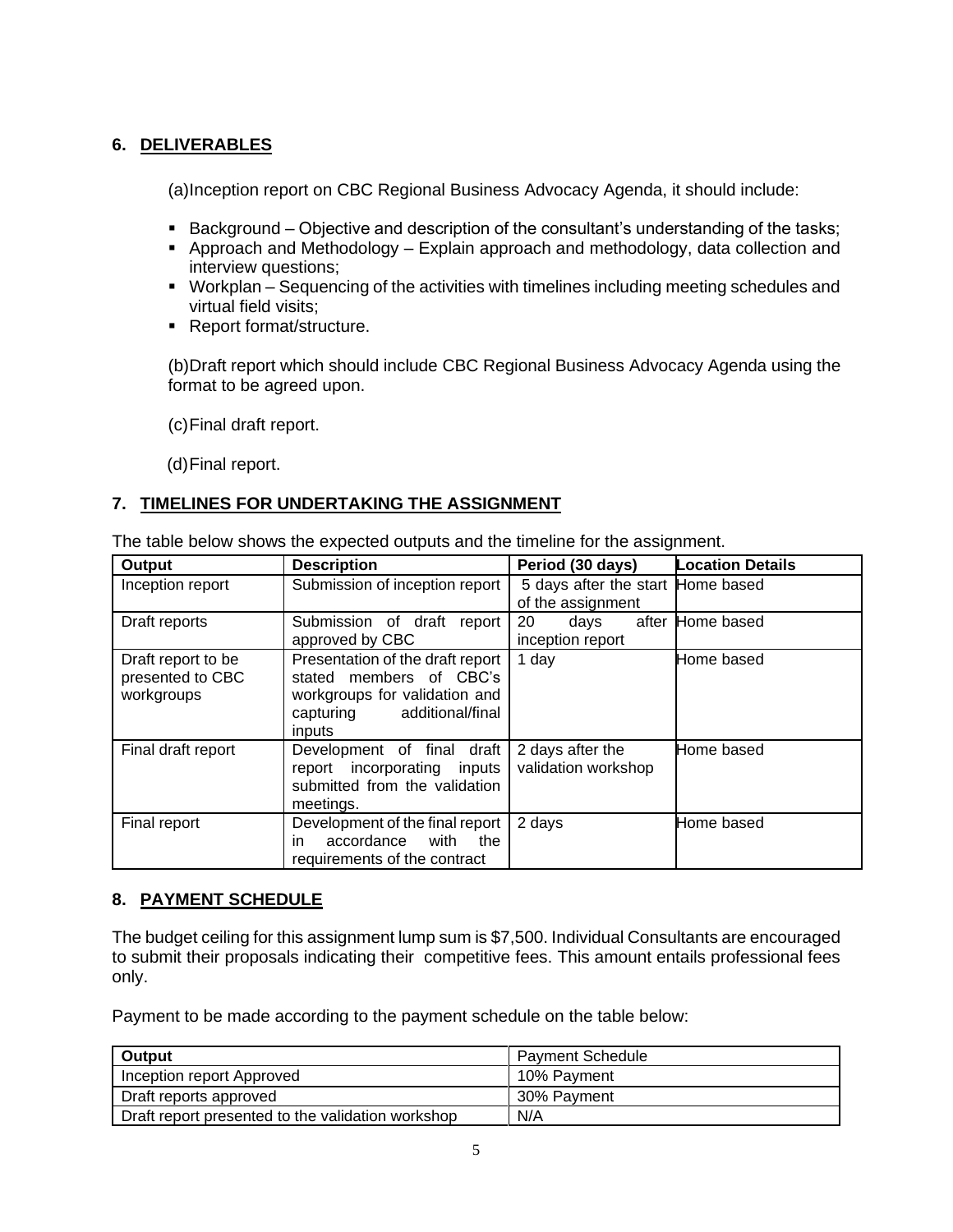## 6. DELIVERABLES

(a) Inception report on CBC Regional Business Advocacy Agenda, it should include:

- Background – Objective and description of the consultant's understanding of the tasks;
- Approach and Methodology – Explain approach and methodology, data collection and interview questions;
- Workplan – Sequencing of the activities with timelines including meeting schedules and virtual field visits;
- Report format/structure.

(b) Draft report which should include CBC Regional Business Advocacy Agenda using the format to be agreed upon.

(c) Final draft report.

(d) Final report.

## 7. TIMELINES FOR UNDERTAKING THE ASSIGNMENT

The table below shows the expected outputs and the timeline for the assignment.

| Output | Description | Period (30 days) | Location Details |
|---|---|---|---|
| Inception report | Submission of inception report | 5 days after the start of the assignment | Home based |
| Draft reports | Submission of draft report approved by CBC | 20 days after inception report | Home based |
| Draft report to be presented to CBC workgroups | Presentation of the draft report stated members of CBC's workgroups for validation and capturing additional/final inputs | 1 day | Home based |
| Final draft report | Development of final draft report incorporating inputs submitted from the validation meetings. | 2 days after the validation workshop | Home based |
| Final report | Development of the final report in accordance with the requirements of the contract | 2 days | Home based |

## 8. PAYMENT SCHEDULE

The budget ceiling for this assignment lump sum is $7,500. Individual Consultants are encouraged to submit their proposals indicating their competitive fees. This amount entails professional fees only.

Payment to be made according to the payment schedule on the table below:

| Output | Payment Schedule |
|---|---|
| Inception report Approved | 10% Payment |
| Draft reports approved | 30% Payment |
| Draft report presented to the validation workshop | N/A |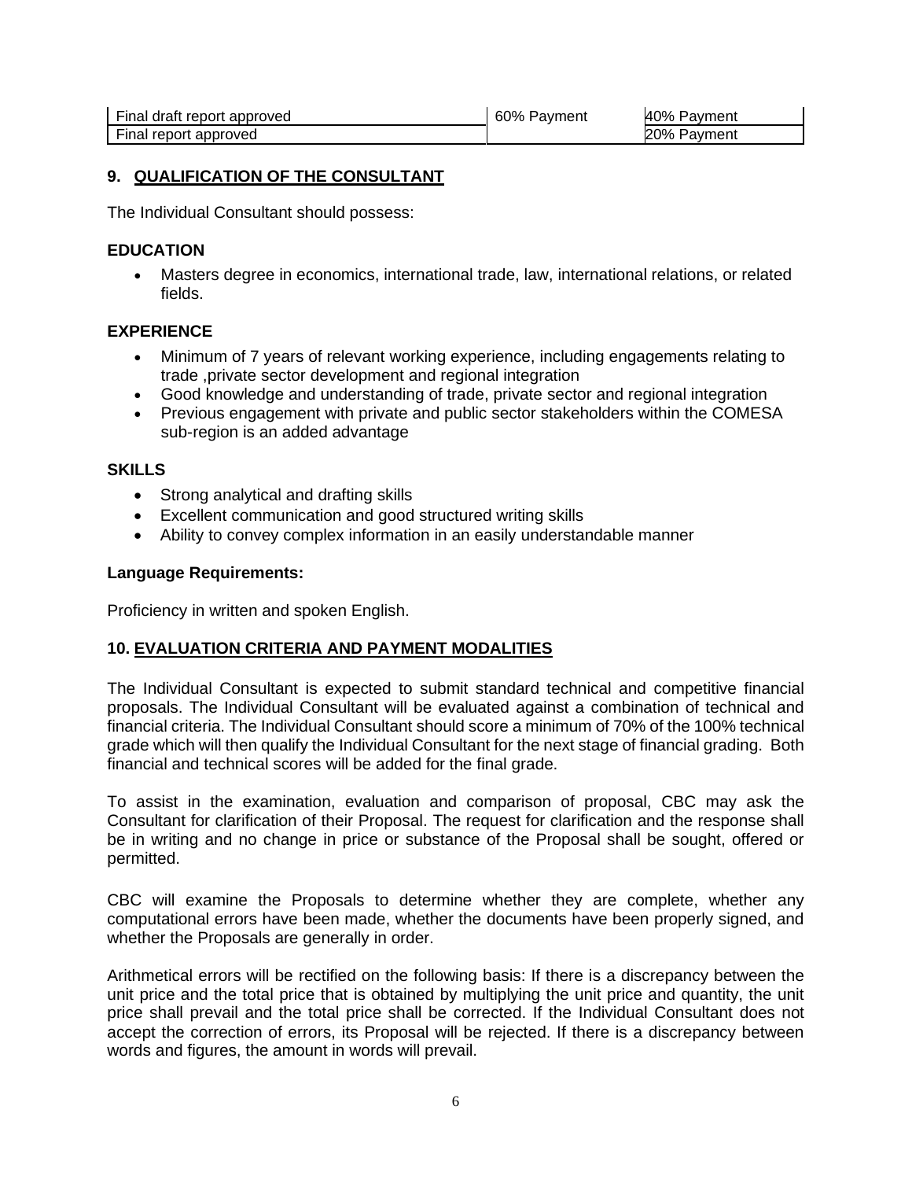| Final draft report approved | 60% Payment | 40% Payment |
|---|---|---|
| Final report approved | | 20% Payment |

## 9. QUALIFICATION OF THE CONSULTANT

The Individual Consultant should possess:

### EDUCATION

- Masters degree in economics, international trade, law, international relations, or related fields.

### EXPERIENCE

- Minimum of 7 years of relevant working experience, including engagements relating to trade ,private sector development and regional integration
- Good knowledge and understanding of trade, private sector and regional integration
- Previous engagement with private and public sector stakeholders within the COMESA sub-region is an added advantage

### SKILLS

- Strong analytical and drafting skills
- Excellent communication and good structured writing skills
- Ability to convey complex information in an easily understandable manner

**Language Requirements:**

Proficiency in written and spoken English.

## 10. EVALUATION CRITERIA AND PAYMENT MODALITIES

The Individual Consultant is expected to submit standard technical and competitive financial proposals. The Individual Consultant will be evaluated against a combination of technical and financial criteria. The Individual Consultant should score a minimum of 70% of the 100% technical grade which will then qualify the Individual Consultant for the next stage of financial grading. Both financial and technical scores will be added for the final grade.

To assist in the examination, evaluation and comparison of proposal, CBC may ask the Consultant for clarification of their Proposal. The request for clarification and the response shall be in writing and no change in price or substance of the Proposal shall be sought, offered or permitted.

CBC will examine the Proposals to determine whether they are complete, whether any computational errors have been made, whether the documents have been properly signed, and whether the Proposals are generally in order.

Arithmetical errors will be rectified on the following basis: If there is a discrepancy between the unit price and the total price that is obtained by multiplying the unit price and quantity, the unit price shall prevail and the total price shall be corrected. If the Individual Consultant does not accept the correction of errors, its Proposal will be rejected. If there is a discrepancy between words and figures, the amount in words will prevail.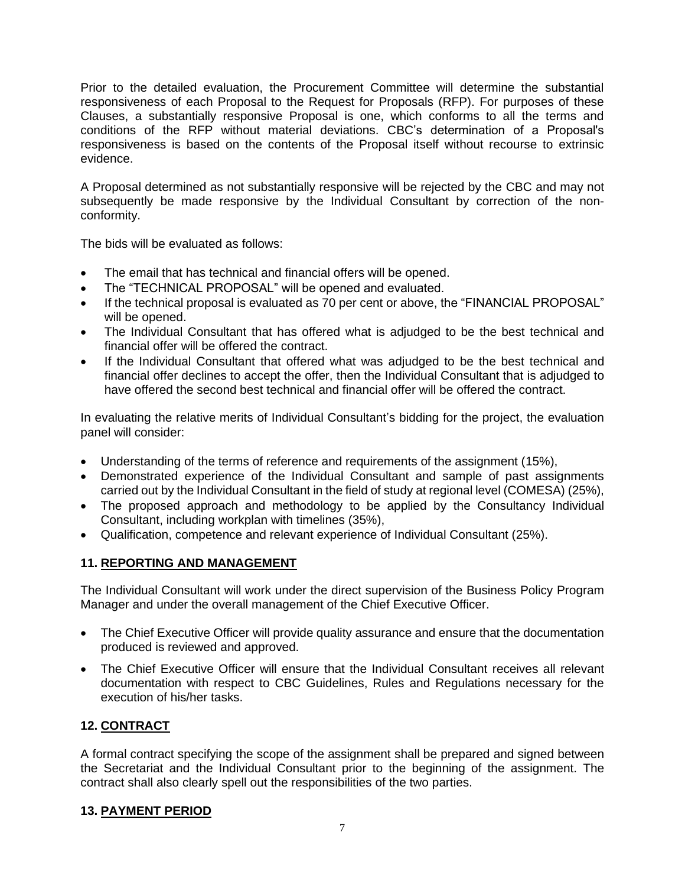Prior to the detailed evaluation, the Procurement Committee will determine the substantial responsiveness of each Proposal to the Request for Proposals (RFP). For purposes of these Clauses, a substantially responsive Proposal is one, which conforms to all the terms and conditions of the RFP without material deviations. CBC's determination of a Proposal's responsiveness is based on the contents of the Proposal itself without recourse to extrinsic evidence.

A Proposal determined as not substantially responsive will be rejected by the CBC and may not subsequently be made responsive by the Individual Consultant by correction of the non-conformity.

The bids will be evaluated as follows:

- The email that has technical and financial offers will be opened.
- The "TECHNICAL PROPOSAL" will be opened and evaluated.
- If the technical proposal is evaluated as 70 per cent or above, the "FINANCIAL PROPOSAL" will be opened.
- The Individual Consultant that has offered what is adjudged to be the best technical and financial offer will be offered the contract.
- If the Individual Consultant that offered what was adjudged to be the best technical and financial offer declines to accept the offer, then the Individual Consultant that is adjudged to have offered the second best technical and financial offer will be offered the contract.

In evaluating the relative merits of Individual Consultant's bidding for the project, the evaluation panel will consider:

- Understanding of the terms of reference and requirements of the assignment (15%),
- Demonstrated experience of the Individual Consultant and sample of past assignments carried out by the Individual Consultant in the field of study at regional level (COMESA) (25%),
- The proposed approach and methodology to be applied by the Consultancy Individual Consultant, including workplan with timelines (35%),
- Qualification, competence and relevant experience of Individual Consultant (25%).

## 11. REPORTING AND MANAGEMENT

The Individual Consultant will work under the direct supervision of the Business Policy Program Manager and under the overall management of the Chief Executive Officer.

- The Chief Executive Officer will provide quality assurance and ensure that the documentation produced is reviewed and approved.
- The Chief Executive Officer will ensure that the Individual Consultant receives all relevant documentation with respect to CBC Guidelines, Rules and Regulations necessary for the execution of his/her tasks.

## 12. CONTRACT

A formal contract specifying the scope of the assignment shall be prepared and signed between the Secretariat and the Individual Consultant prior to the beginning of the assignment. The contract shall also clearly spell out the responsibilities of the two parties.

## 13. PAYMENT PERIOD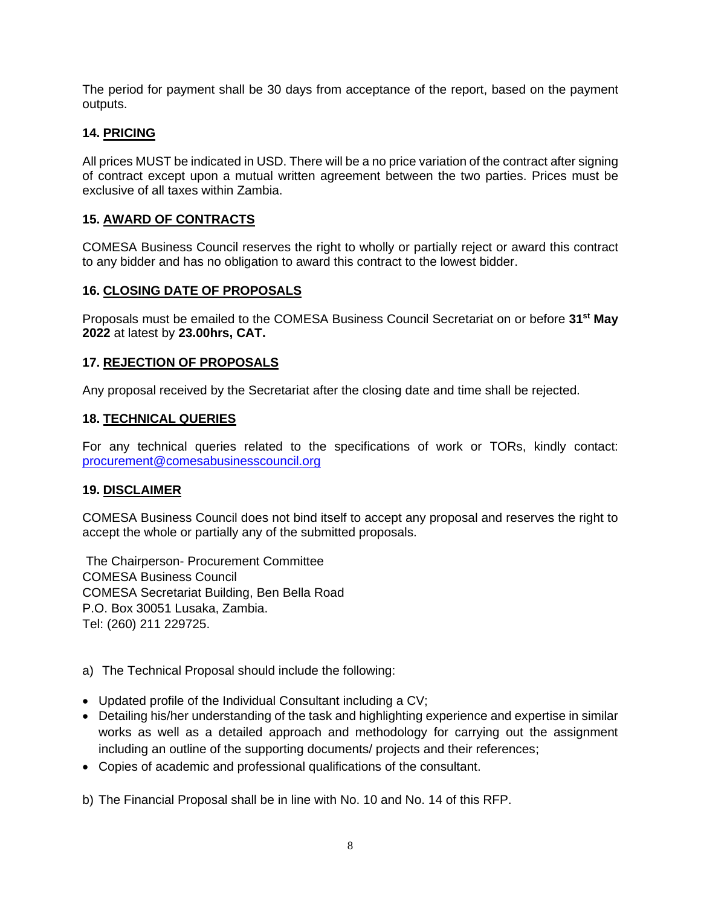The period for payment shall be 30 days from acceptance of the report, based on the payment outputs.

### 14. PRICING

All prices MUST be indicated in USD. There will be a no price variation of the contract after signing of contract except upon a mutual written agreement between the two parties. Prices must be exclusive of all taxes within Zambia.

### 15. AWARD OF CONTRACTS

COMESA Business Council reserves the right to wholly or partially reject or award this contract to any bidder and has no obligation to award this contract to the lowest bidder.

### 16. CLOSING DATE OF PROPOSALS

Proposals must be emailed to the COMESA Business Council Secretariat on or before **31st May 2022** at latest by **23.00hrs, CAT.**

### 17. REJECTION OF PROPOSALS

Any proposal received by the Secretariat after the closing date and time shall be rejected.

### 18. TECHNICAL QUERIES

For any technical queries related to the specifications of work or TORs, kindly contact: procurement@comesabusinesscouncil.org

### 19. DISCLAIMER

COMESA Business Council does not bind itself to accept any proposal and reserves the right to accept the whole or partially any of the submitted proposals.

The Chairperson- Procurement Committee
COMESA Business Council
COMESA Secretariat Building, Ben Bella Road
P.O. Box 30051 Lusaka, Zambia.
Tel: (260) 211 229725.

a) The Technical Proposal should include the following:

- Updated profile of the Individual Consultant including a CV;
- Detailing his/her understanding of the task and highlighting experience and expertise in similar works as well as a detailed approach and methodology for carrying out the assignment including an outline of the supporting documents/ projects and their references;
- Copies of academic and professional qualifications of the consultant.

b) The Financial Proposal shall be in line with No. 10 and No. 14 of this RFP.